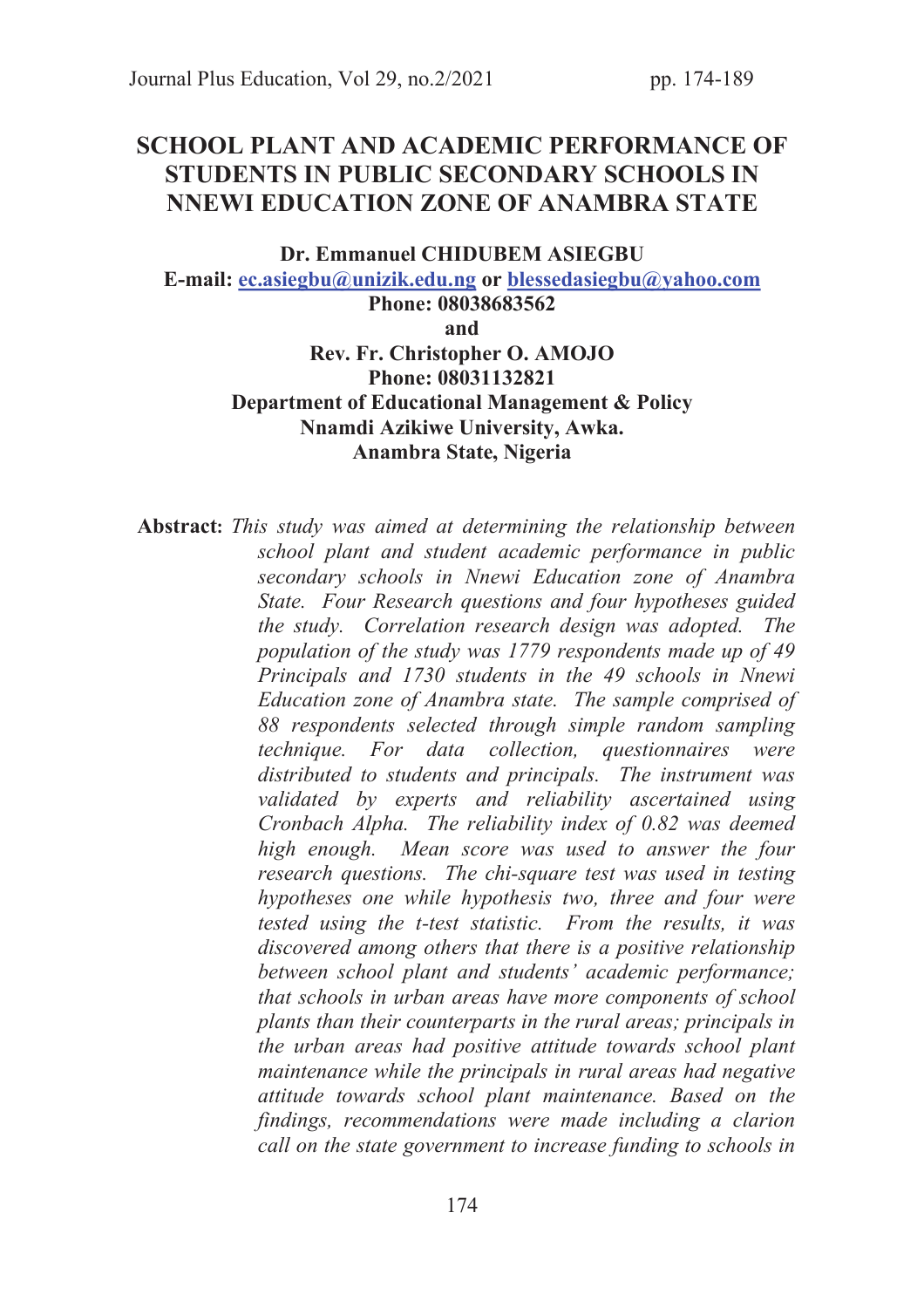# SCHOOL PLANT AND ACADEMIC PERFORMANCE OF STUDENTS IN PUBLIC SECONDARY SCHOOLS IN NNEWI EDUCATION ZONE OF ANAMBRA STATE

**Dr. Emmanuel CHIDUBEM ASIEGBU**
**E-mail: ec.asiegbu@unizik.edu.ng or blessedasiegbu@yahoo.com**
**Phone: 08038683562**
**and**
**Rev. Fr. Christopher O. AMOJO**
**Phone: 08031132821**
**Department of Educational Management & Policy**
**Nnamdi Azikiwe University, Awka.**
**Anambra State, Nigeria**

**Abstract:** *This study was aimed at determining the relationship between school plant and student academic performance in public secondary schools in Nnewi Education zone of Anambra State. Four Research questions and four hypotheses guided the study. Correlation research design was adopted. The population of the study was 1779 respondents made up of 49 Principals and 1730 students in the 49 schools in Nnewi Education zone of Anambra state. The sample comprised of 88 respondents selected through simple random sampling technique. For data collection, questionnaires were distributed to students and principals. The instrument was validated by experts and reliability ascertained using Cronbach Alpha. The reliability index of 0.82 was deemed high enough. Mean score was used to answer the four research questions. The chi-square test was used in testing hypotheses one while hypothesis two, three and four were tested using the t-test statistic. From the results, it was discovered among others that there is a positive relationship between school plant and students' academic performance; that schools in urban areas have more components of school plants than their counterparts in the rural areas; principals in the urban areas had positive attitude towards school plant maintenance while the principals in rural areas had negative attitude towards school plant maintenance. Based on the findings, recommendations were made including a clarion call on the state government to increase funding to schools in*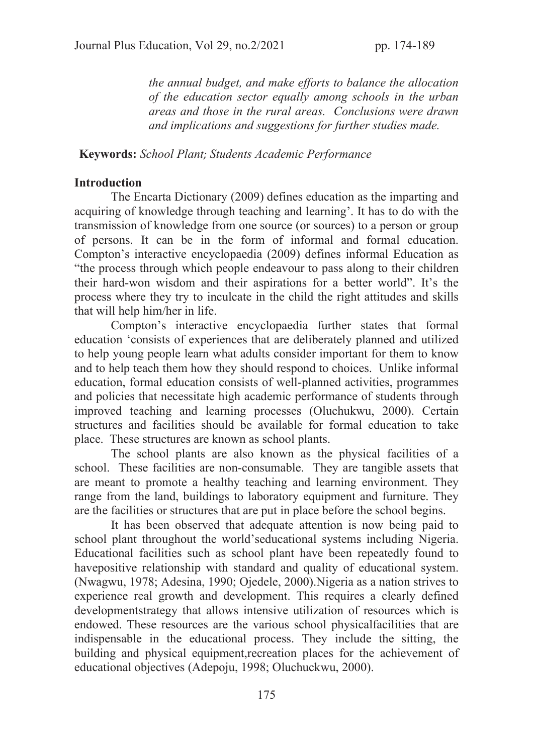*the annual budget, and make efforts to balance the allocation of the education sector equally among schools in the urban areas and those in the rural areas. Conclusions were drawn and implications and suggestions for further studies made.*

**Keywords:** *School Plant; Students Academic Performance*

## Introduction

The Encarta Dictionary (2009) defines education as the imparting and acquiring of knowledge through teaching and learning'. It has to do with the transmission of knowledge from one source (or sources) to a person or group of persons. It can be in the form of informal and formal education. Compton's interactive encyclopaedia (2009) defines informal Education as "the process through which people endeavour to pass along to their children their hard-won wisdom and their aspirations for a better world". It's the process where they try to inculcate in the child the right attitudes and skills that will help him/her in life.

Compton's interactive encyclopaedia further states that formal education 'consists of experiences that are deliberately planned and utilized to help young people learn what adults consider important for them to know and to help teach them how they should respond to choices. Unlike informal education, formal education consists of well-planned activities, programmes and policies that necessitate high academic performance of students through improved teaching and learning processes (Oluchukwu, 2000). Certain structures and facilities should be available for formal education to take place. These structures are known as school plants.

The school plants are also known as the physical facilities of a school. These facilities are non-consumable. They are tangible assets that are meant to promote a healthy teaching and learning environment. They range from the land, buildings to laboratory equipment and furniture. They are the facilities or structures that are put in place before the school begins.

It has been observed that adequate attention is now being paid to school plant throughout the world'seducational systems including Nigeria. Educational facilities such as school plant have been repeatedly found to havepositive relationship with standard and quality of educational system. (Nwagwu, 1978; Adesina, 1990; Ojedele, 2000).Nigeria as a nation strives to experience real growth and development. This requires a clearly defined developmentstrategy that allows intensive utilization of resources which is endowed. These resources are the various school physicalfacilities that are indispensable in the educational process. They include the sitting, the building and physical equipment,recreation places for the achievement of educational objectives (Adepoju, 1998; Oluchuckwu, 2000).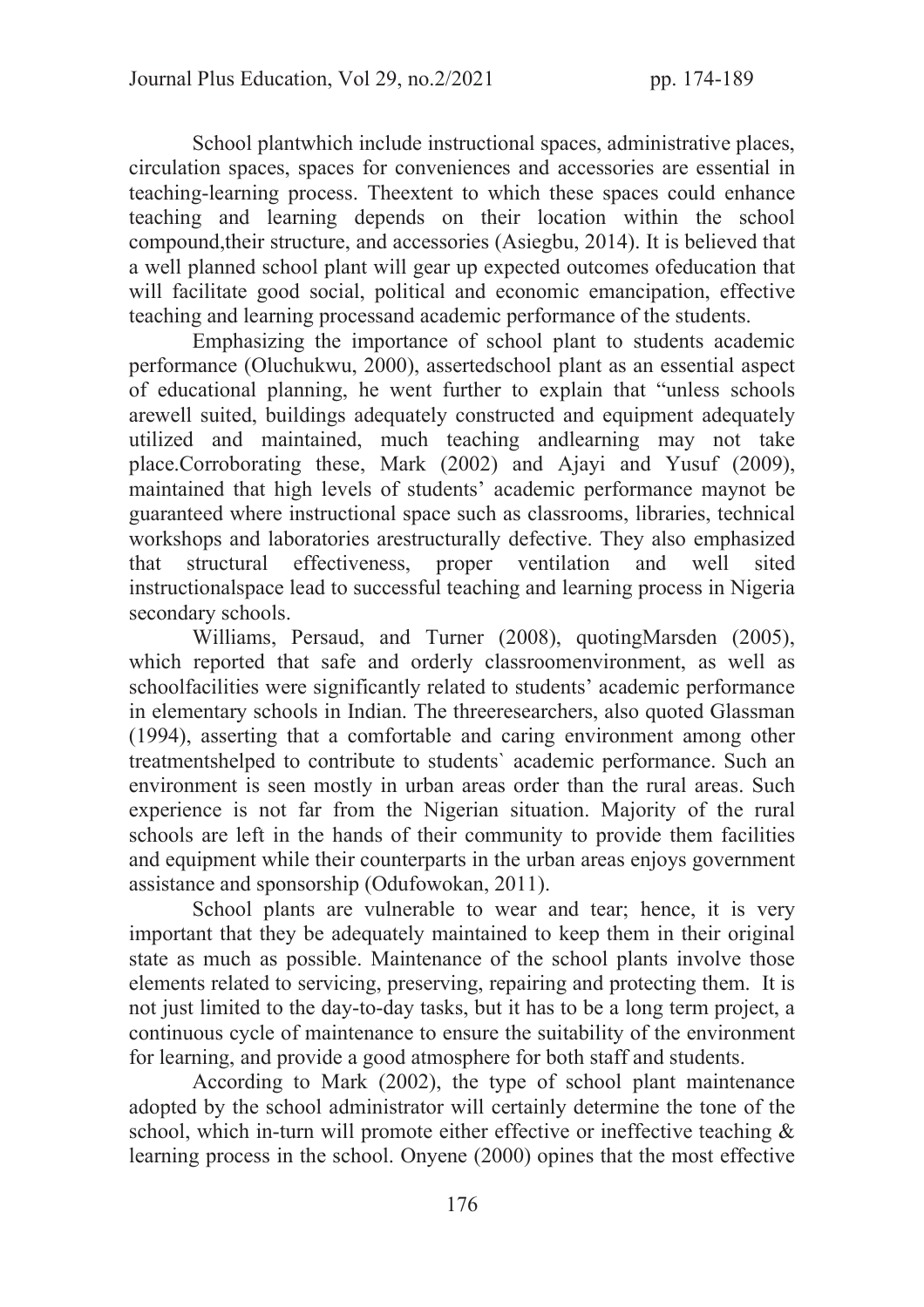School plantwhich include instructional spaces, administrative places, circulation spaces, spaces for conveniences and accessories are essential in teaching-learning process. Theextent to which these spaces could enhance teaching and learning depends on their location within the school compound,their structure, and accessories (Asiegbu, 2014). It is believed that a well planned school plant will gear up expected outcomes ofeducation that will facilitate good social, political and economic emancipation, effective teaching and learning processand academic performance of the students.

Emphasizing the importance of school plant to students academic performance (Oluchukwu, 2000), assertedschool plant as an essential aspect of educational planning, he went further to explain that "unless schools arewell suited, buildings adequately constructed and equipment adequately utilized and maintained, much teaching andlearning may not take place.Corroborating these, Mark (2002) and Ajayi and Yusuf (2009), maintained that high levels of students' academic performance maynot be guaranteed where instructional space such as classrooms, libraries, technical workshops and laboratories arestructurally defective. They also emphasized that structural effectiveness, proper ventilation and well sited instructionalspace lead to successful teaching and learning process in Nigeria secondary schools.

Williams, Persaud, and Turner (2008), quotingMarsden (2005), which reported that safe and orderly classroomenvironment, as well as schoolfacilities were significantly related to students' academic performance in elementary schools in Indian. The threeresearchers, also quoted Glassman (1994), asserting that a comfortable and caring environment among other treatmentshelped to contribute to students` academic performance. Such an environment is seen mostly in urban areas order than the rural areas. Such experience is not far from the Nigerian situation. Majority of the rural schools are left in the hands of their community to provide them facilities and equipment while their counterparts in the urban areas enjoys government assistance and sponsorship (Odufowokan, 2011).

School plants are vulnerable to wear and tear; hence, it is very important that they be adequately maintained to keep them in their original state as much as possible. Maintenance of the school plants involve those elements related to servicing, preserving, repairing and protecting them. It is not just limited to the day-to-day tasks, but it has to be a long term project, a continuous cycle of maintenance to ensure the suitability of the environment for learning, and provide a good atmosphere for both staff and students.

According to Mark (2002), the type of school plant maintenance adopted by the school administrator will certainly determine the tone of the school, which in-turn will promote either effective or ineffective teaching & learning process in the school. Onyene (2000) opines that the most effective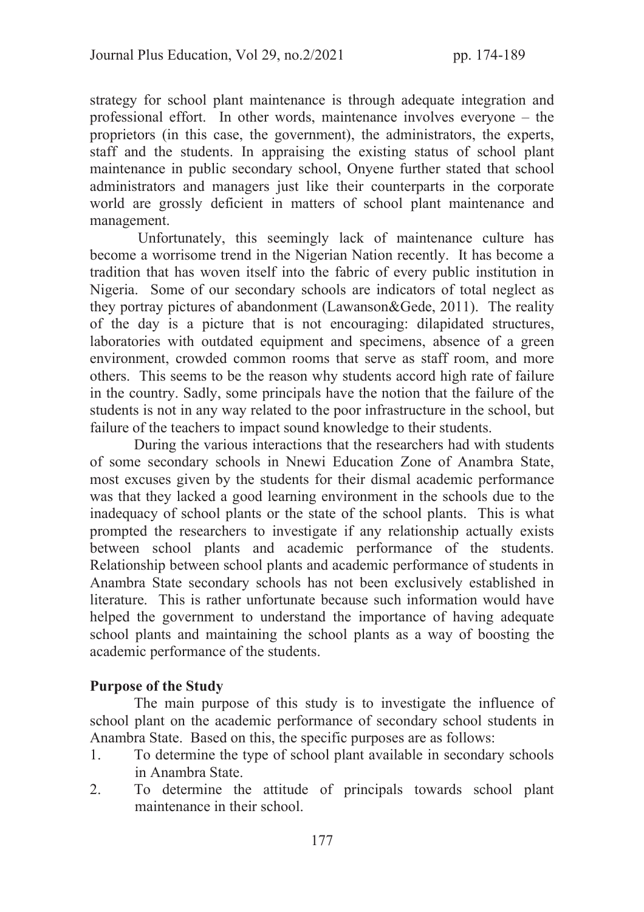strategy for school plant maintenance is through adequate integration and professional effort. In other words, maintenance involves everyone – the proprietors (in this case, the government), the administrators, the experts, staff and the students. In appraising the existing status of school plant maintenance in public secondary school, Onyene further stated that school administrators and managers just like their counterparts in the corporate world are grossly deficient in matters of school plant maintenance and management.

Unfortunately, this seemingly lack of maintenance culture has become a worrisome trend in the Nigerian Nation recently. It has become a tradition that has woven itself into the fabric of every public institution in Nigeria. Some of our secondary schools are indicators of total neglect as they portray pictures of abandonment (Lawanson&Gede, 2011). The reality of the day is a picture that is not encouraging: dilapidated structures, laboratories with outdated equipment and specimens, absence of a green environment, crowded common rooms that serve as staff room, and more others. This seems to be the reason why students accord high rate of failure in the country. Sadly, some principals have the notion that the failure of the students is not in any way related to the poor infrastructure in the school, but failure of the teachers to impact sound knowledge to their students.

During the various interactions that the researchers had with students of some secondary schools in Nnewi Education Zone of Anambra State, most excuses given by the students for their dismal academic performance was that they lacked a good learning environment in the schools due to the inadequacy of school plants or the state of the school plants. This is what prompted the researchers to investigate if any relationship actually exists between school plants and academic performance of the students. Relationship between school plants and academic performance of students in Anambra State secondary schools has not been exclusively established in literature. This is rather unfortunate because such information would have helped the government to understand the importance of having adequate school plants and maintaining the school plants as a way of boosting the academic performance of the students.

**Purpose of the Study**

The main purpose of this study is to investigate the influence of school plant on the academic performance of secondary school students in Anambra State. Based on this, the specific purposes are as follows:

1. To determine the type of school plant available in secondary schools in Anambra State.
2. To determine the attitude of principals towards school plant maintenance in their school.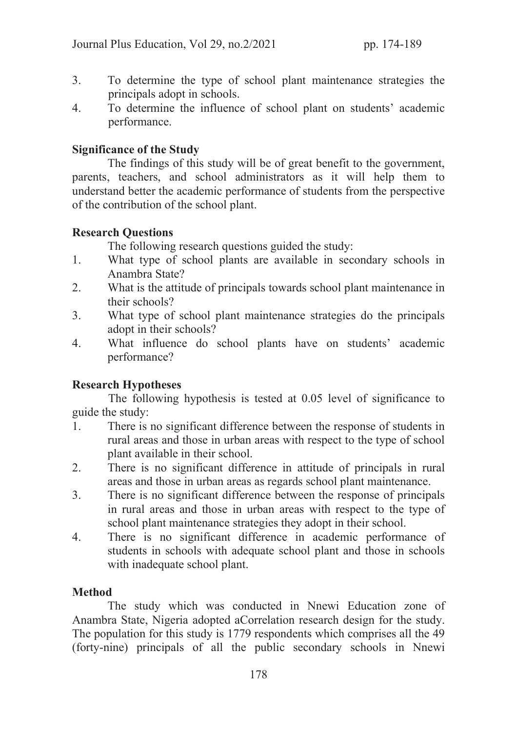3. To determine the type of school plant maintenance strategies the principals adopt in schools.
4. To determine the influence of school plant on students' academic performance.

### Significance of the Study

The findings of this study will be of great benefit to the government, parents, teachers, and school administrators as it will help them to understand better the academic performance of students from the perspective of the contribution of the school plant.

### Research Questions

The following research questions guided the study:

1. What type of school plants are available in secondary schools in Anambra State?
2. What is the attitude of principals towards school plant maintenance in their schools?
3. What type of school plant maintenance strategies do the principals adopt in their schools?
4. What influence do school plants have on students' academic performance?

### Research Hypotheses

The following hypothesis is tested at 0.05 level of significance to guide the study:

1. There is no significant difference between the response of students in rural areas and those in urban areas with respect to the type of school plant available in their school.
2. There is no significant difference in attitude of principals in rural areas and those in urban areas as regards school plant maintenance.
3. There is no significant difference between the response of principals in rural areas and those in urban areas with respect to the type of school plant maintenance strategies they adopt in their school.
4. There is no significant difference in academic performance of students in schools with adequate school plant and those in schools with inadequate school plant.

### Method

The study which was conducted in Nnewi Education zone of Anambra State, Nigeria adopted aCorrelation research design for the study. The population for this study is 1779 respondents which comprises all the 49 (forty-nine) principals of all the public secondary schools in Nnewi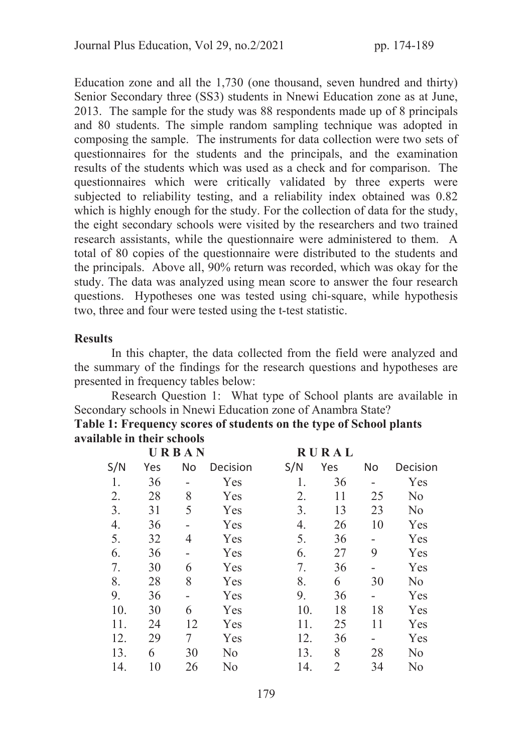Education zone and all the 1,730 (one thousand, seven hundred and thirty) Senior Secondary three (SS3) students in Nnewi Education zone as at June, 2013. The sample for the study was 88 respondents made up of 8 principals and 80 students. The simple random sampling technique was adopted in composing the sample. The instruments for data collection were two sets of questionnaires for the students and the principals, and the examination results of the students which was used as a check and for comparison. The questionnaires which were critically validated by three experts were subjected to reliability testing, and a reliability index obtained was 0.82 which is highly enough for the study. For the collection of data for the study, the eight secondary schools were visited by the researchers and two trained research assistants, while the questionnaire were administered to them. A total of 80 copies of the questionnaire were distributed to the students and the principals. Above all, 90% return was recorded, which was okay for the study. The data was analyzed using mean score to answer the four research questions. Hypotheses one was tested using chi-square, while hypothesis two, three and four were tested using the t-test statistic.

**Results**

In this chapter, the data collected from the field were analyzed and the summary of the findings for the research questions and hypotheses are presented in frequency tables below:

Research Question 1: What type of School plants are available in Secondary schools in Nnewi Education zone of Anambra State?

**Table 1: Frequency scores of students on the type of School plants available in their schools**

| URBAN | | | | RURAL | | | |
|---|---|---|---|---|---|---|---|
| S/N | Yes | No | Decision | S/N | Yes | No | Decision |
| 1. | 36 | - | Yes | 1. | 36 | - | Yes |
| 2. | 28 | 8 | Yes | 2. | 11 | 25 | No |
| 3. | 31 | 5 | Yes | 3. | 13 | 23 | No |
| 4. | 36 | - | Yes | 4. | 26 | 10 | Yes |
| 5. | 32 | 4 | Yes | 5. | 36 | - | Yes |
| 6. | 36 | - | Yes | 6. | 27 | 9 | Yes |
| 7. | 30 | 6 | Yes | 7. | 36 | - | Yes |
| 8. | 28 | 8 | Yes | 8. | 6 | 30 | No |
| 9. | 36 | - | Yes | 9. | 36 | - | Yes |
| 10. | 30 | 6 | Yes | 10. | 18 | 18 | Yes |
| 11. | 24 | 12 | Yes | 11. | 25 | 11 | Yes |
| 12. | 29 | 7 | Yes | 12. | 36 | - | Yes |
| 13. | 6 | 30 | No | 13. | 8 | 28 | No |
| 14. | 10 | 26 | No | 14. | 2 | 34 | No |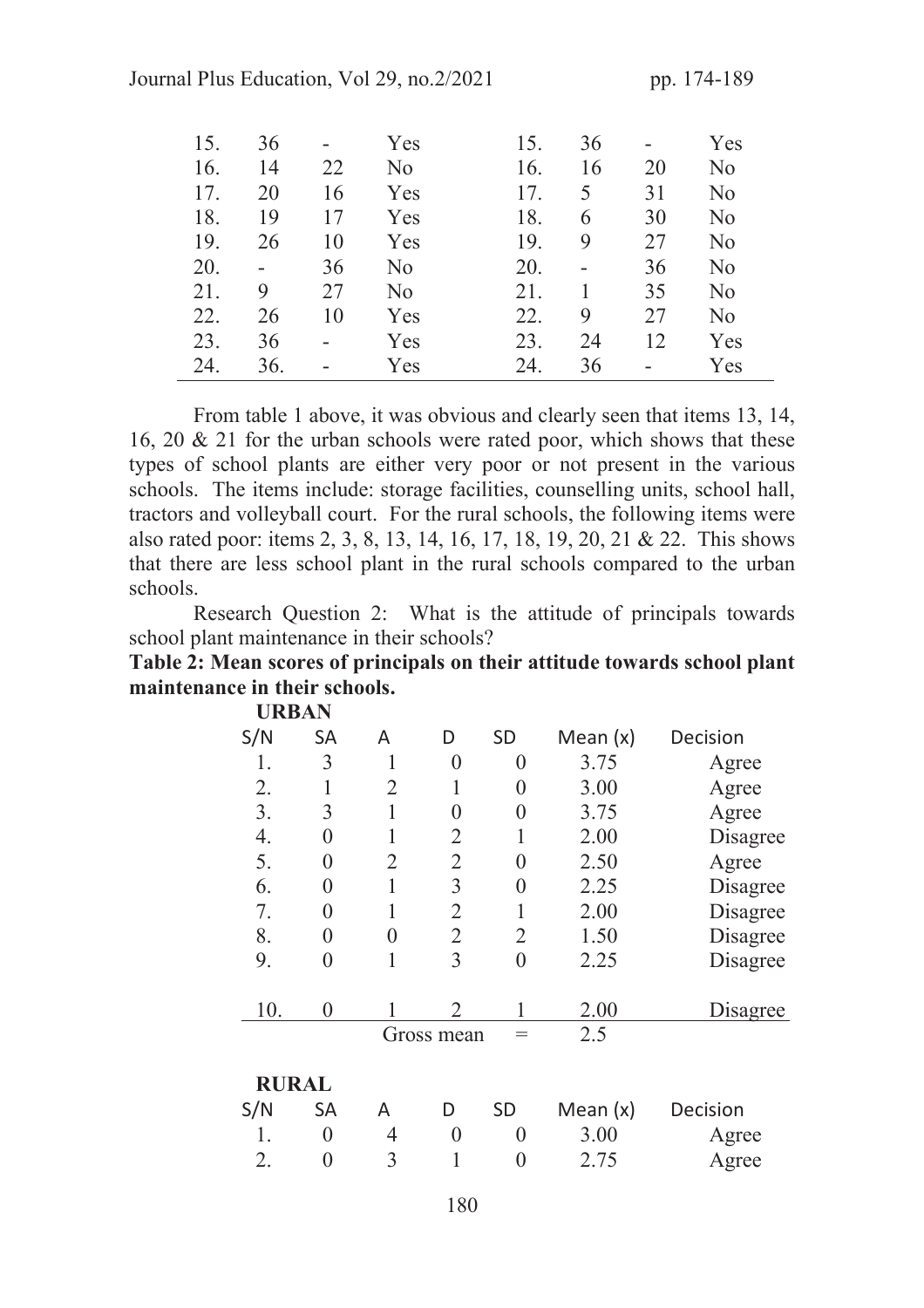| | | | | | | | |
|---|---|---|---|---|---|---|---|
| 15. | 36 | - | Yes | 15. | 36 | - | Yes |
| 16. | 14 | 22 | No | 16. | 16 | 20 | No |
| 17. | 20 | 16 | Yes | 17. | 5 | 31 | No |
| 18. | 19 | 17 | Yes | 18. | 6 | 30 | No |
| 19. | 26 | 10 | Yes | 19. | 9 | 27 | No |
| 20. | - | 36 | No | 20. | - | 36 | No |
| 21. | 9 | 27 | No | 21. | 1 | 35 | No |
| 22. | 26 | 10 | Yes | 22. | 9 | 27 | No |
| 23. | 36 | - | Yes | 23. | 24 | 12 | Yes |
| 24. | 36. | - | Yes | 24. | 36 | - | Yes |

From table 1 above, it was obvious and clearly seen that items 13, 14, 16, 20 & 21 for the urban schools were rated poor, which shows that these types of school plants are either very poor or not present in the various schools. The items include: storage facilities, counselling units, school hall, tractors and volleyball court. For the rural schools, the following items were also rated poor: items 2, 3, 8, 13, 14, 16, 17, 18, 19, 20, 21 & 22. This shows that there are less school plant in the rural schools compared to the urban schools.

Research Question 2: What is the attitude of principals towards school plant maintenance in their schools?

**Table 2: Mean scores of principals on their attitude towards school plant maintenance in their schools.**

**URBAN**

| S/N | SA | A | D | SD | Mean (x) | Decision |
|---|---|---|---|---|---|---|
| 1. | 3 | 1 | 0 | 0 | 3.75 | Agree |
| 2. | 1 | 2 | 1 | 0 | 3.00 | Agree |
| 3. | 3 | 1 | 0 | 0 | 3.75 | Agree |
| 4. | 0 | 1 | 2 | 1 | 2.00 | Disagree |
| 5. | 0 | 2 | 2 | 0 | 2.50 | Agree |
| 6. | 0 | 1 | 3 | 0 | 2.25 | Disagree |
| 7. | 0 | 1 | 2 | 1 | 2.00 | Disagree |
| 8. | 0 | 0 | 2 | 2 | 1.50 | Disagree |
| 9. | 0 | 1 | 3 | 0 | 2.25 | Disagree |
| 10. | 0 | 1 | 2 | 1 | 2.00 | Disagree |
| | | Gross mean | | = | 2.5 | |

**RURAL**

| S/N | SA | A | D | SD | Mean (x) | Decision |
|---|---|---|---|---|---|---|
| 1. | 0 | 4 | 0 | 0 | 3.00 | Agree |
| 2. | 0 | 3 | 1 | 0 | 2.75 | Agree |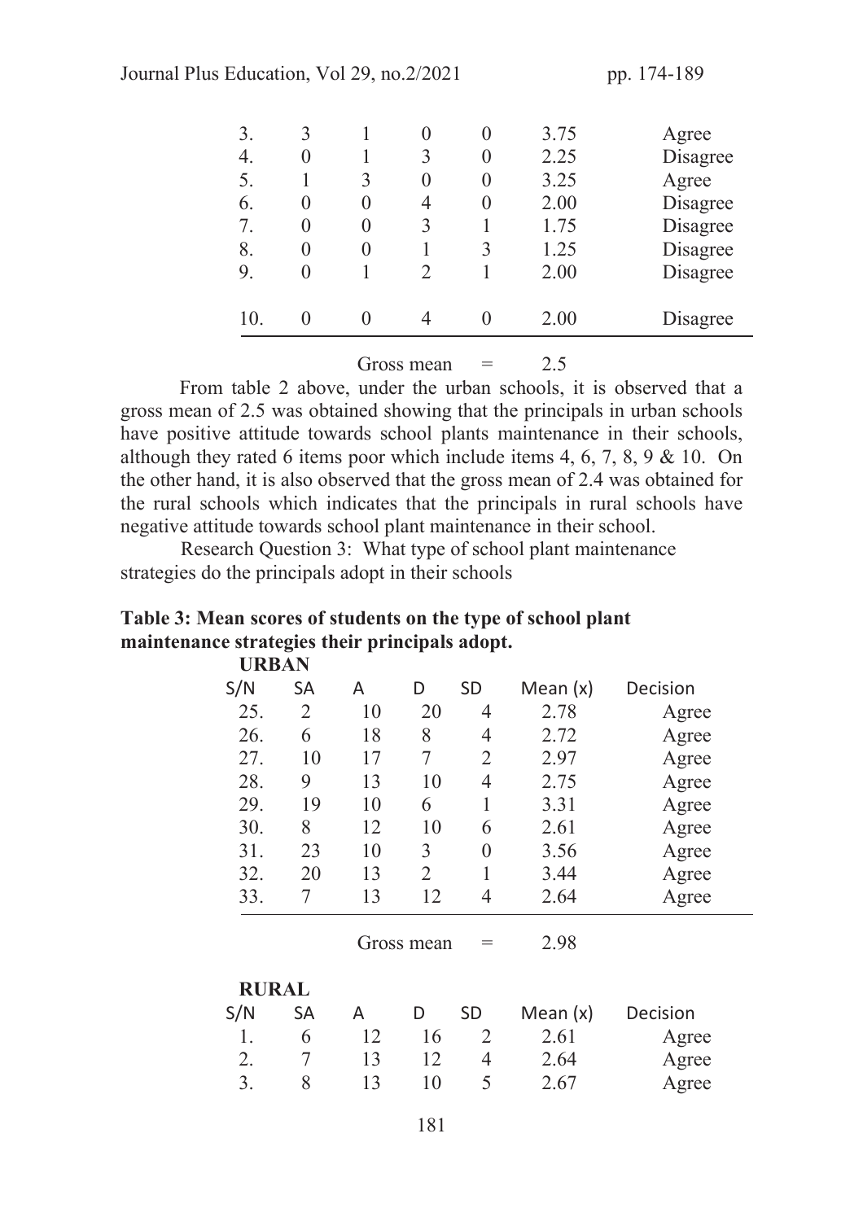| | | | | | | |
|---|---|---|---|---|---|---|
| 3. | 3 | 1 | 0 | 0 | 3.75 | Agree |
| 4. | 0 | 1 | 3 | 0 | 2.25 | Disagree |
| 5. | 1 | 3 | 0 | 0 | 3.25 | Agree |
| 6. | 0 | 0 | 4 | 0 | 2.00 | Disagree |
| 7. | 0 | 0 | 3 | 1 | 1.75 | Disagree |
| 8. | 0 | 0 | 1 | 3 | 1.25 | Disagree |
| 9. | 0 | 1 | 2 | 1 | 2.00 | Disagree |
| 10. | 0 | 0 | 4 | 0 | 2.00 | Disagree |

Gross mean = 2.5

From table 2 above, under the urban schools, it is observed that a gross mean of 2.5 was obtained showing that the principals in urban schools have positive attitude towards school plants maintenance in their schools, although they rated 6 items poor which include items 4, 6, 7, 8, 9 & 10. On the other hand, it is also observed that the gross mean of 2.4 was obtained for the rural schools which indicates that the principals in rural schools have negative attitude towards school plant maintenance in their school.

Research Question 3: What type of school plant maintenance strategies do the principals adopt in their schools

**Table 3: Mean scores of students on the type of school plant maintenance strategies their principals adopt.**

**URBAN**

| S/N | SA | A | D | SD | Mean (x) | Decision |
|---|---|---|---|---|---|---|
| 25. | 2 | 10 | 20 | 4 | 2.78 | Agree |
| 26. | 6 | 18 | 8 | 4 | 2.72 | Agree |
| 27. | 10 | 17 | 7 | 2 | 2.97 | Agree |
| 28. | 9 | 13 | 10 | 4 | 2.75 | Agree |
| 29. | 19 | 10 | 6 | 1 | 3.31 | Agree |
| 30. | 8 | 12 | 10 | 6 | 2.61 | Agree |
| 31. | 23 | 10 | 3 | 0 | 3.56 | Agree |
| 32. | 20 | 13 | 2 | 1 | 3.44 | Agree |
| 33. | 7 | 13 | 12 | 4 | 2.64 | Agree |

Gross mean = 2.98

**RURAL**

| S/N | SA | A | D | SD | Mean (x) | Decision |
|---|---|---|---|---|---|---|
| 1. | 6 | 12 | 16 | 2 | 2.61 | Agree |
| 2. | 7 | 13 | 12 | 4 | 2.64 | Agree |
| 3. | 8 | 13 | 10 | 5 | 2.67 | Agree |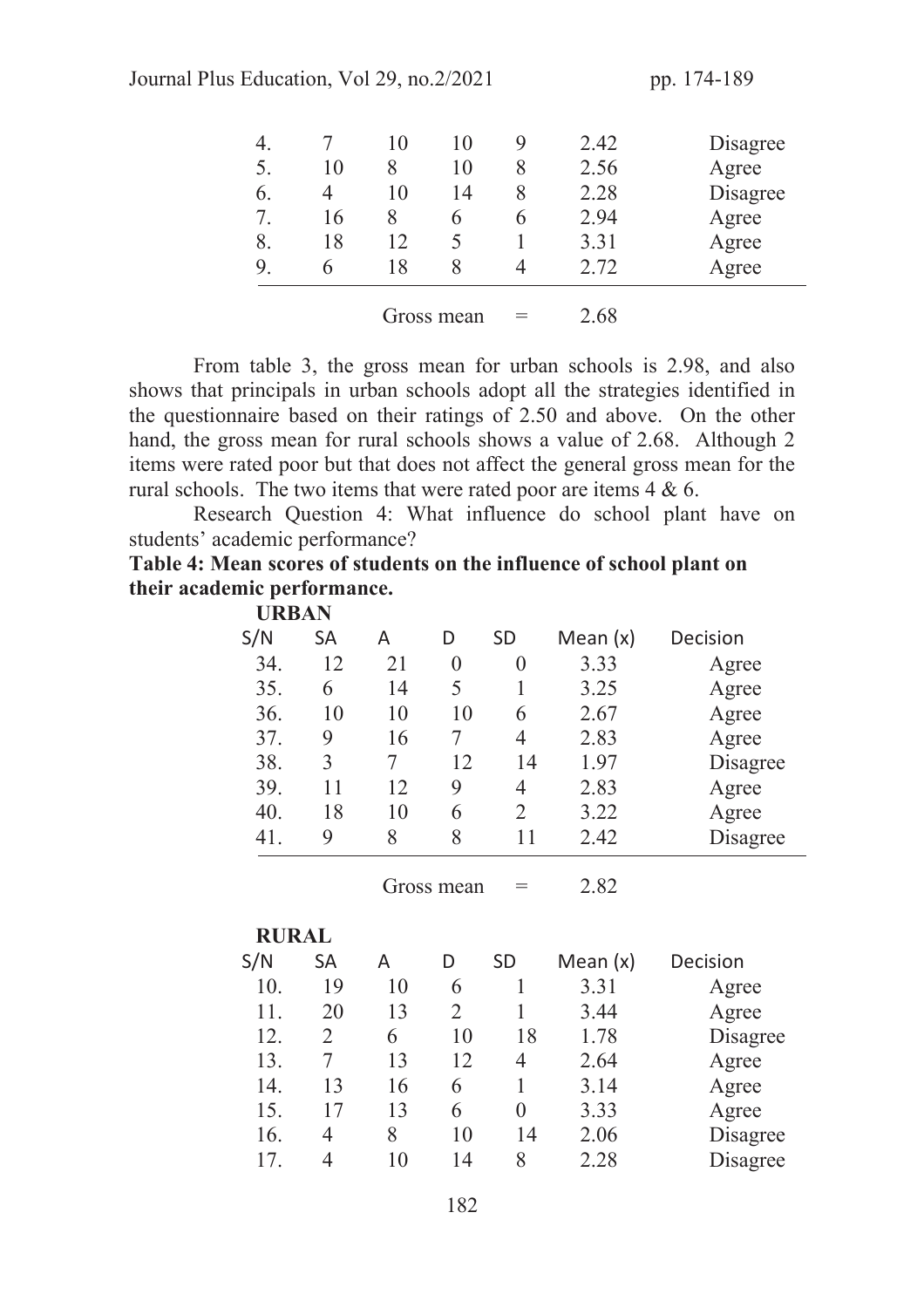| | | | | | | |
|---|---|---|---|---|---|---|
| 4. | 7 | 10 | 10 | 9 | 2.42 | Disagree |
| 5. | 10 | 8 | 10 | 8 | 2.56 | Agree |
| 6. | 4 | 10 | 14 | 8 | 2.28 | Disagree |
| 7. | 16 | 8 | 6 | 6 | 2.94 | Agree |
| 8. | 18 | 12 | 5 | 1 | 3.31 | Agree |
| 9. | 6 | 18 | 8 | 4 | 2.72 | Agree |
| | | Gross mean | | = | 2.68 | |

From table 3, the gross mean for urban schools is 2.98, and also shows that principals in urban schools adopt all the strategies identified in the questionnaire based on their ratings of 2.50 and above. On the other hand, the gross mean for rural schools shows a value of 2.68. Although 2 items were rated poor but that does not affect the general gross mean for the rural schools. The two items that were rated poor are items 4 & 6.

Research Question 4: What influence do school plant have on students' academic performance?

**Table 4: Mean scores of students on the influence of school plant on their academic performance.**

**URBAN**

| S/N | SA | A | D | SD | Mean (x) | Decision |
|---|---|---|---|---|---|---|
| 34. | 12 | 21 | 0 | 0 | 3.33 | Agree |
| 35. | 6 | 14 | 5 | 1 | 3.25 | Agree |
| 36. | 10 | 10 | 10 | 6 | 2.67 | Agree |
| 37. | 9 | 16 | 7 | 4 | 2.83 | Agree |
| 38. | 3 | 7 | 12 | 14 | 1.97 | Disagree |
| 39. | 11 | 12 | 9 | 4 | 2.83 | Agree |
| 40. | 18 | 10 | 6 | 2 | 3.22 | Agree |
| 41. | 9 | 8 | 8 | 11 | 2.42 | Disagree |
| | | Gross mean | | = | 2.82 | |

**RURAL**

| S/N | SA | A | D | SD | Mean (x) | Decision |
|---|---|---|---|---|---|---|
| 10. | 19 | 10 | 6 | 1 | 3.31 | Agree |
| 11. | 20 | 13 | 2 | 1 | 3.44 | Agree |
| 12. | 2 | 6 | 10 | 18 | 1.78 | Disagree |
| 13. | 7 | 13 | 12 | 4 | 2.64 | Agree |
| 14. | 13 | 16 | 6 | 1 | 3.14 | Agree |
| 15. | 17 | 13 | 6 | 0 | 3.33 | Agree |
| 16. | 4 | 8 | 10 | 14 | 2.06 | Disagree |
| 17. | 4 | 10 | 14 | 8 | 2.28 | Disagree |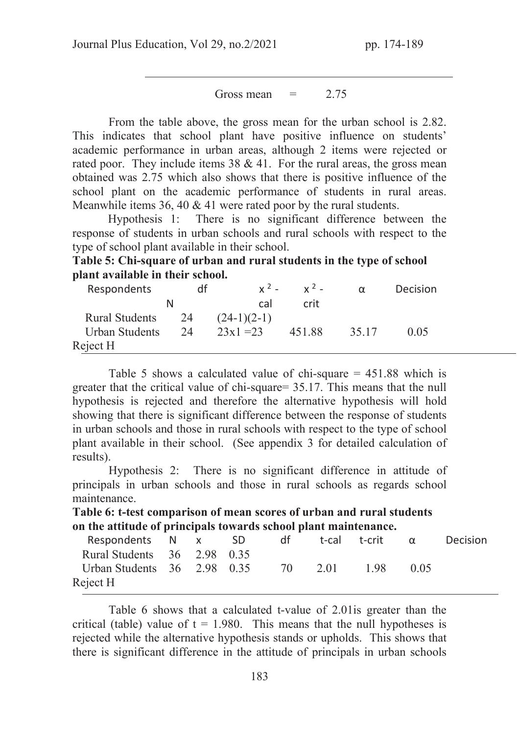Gross mean = 2.75

From the table above, the gross mean for the urban school is 2.82. This indicates that school plant have positive influence on students' academic performance in urban areas, although 2 items were rejected or rated poor. They include items 38 & 41. For the rural areas, the gross mean obtained was 2.75 which also shows that there is positive influence of the school plant on the academic performance of students in rural areas. Meanwhile items 36, 40 & 41 were rated poor by the rural students.

Hypothesis 1: There is no significant difference between the response of students in urban schools and rural schools with respect to the type of school plant available in their school.

**Table 5: Chi-square of urban and rural students in the type of school plant available in their school.**

| Respondents | N | df | $x^2$ - cal | $x^2$ - crit | α | Decision |
|---|---|---|---|---|---|---|
| Rural Students | 24 | (24-1)(2-1) | | | | |
| Urban Students | 24 | 23x1 =23 | 451.88 | 35.17 | 0.05 | Reject H |

Table 5 shows a calculated value of chi-square = 451.88 which is greater that the critical value of chi-square= 35.17. This means that the null hypothesis is rejected and therefore the alternative hypothesis will hold showing that there is significant difference between the response of students in urban schools and those in rural schools with respect to the type of school plant available in their school. (See appendix 3 for detailed calculation of results).

Hypothesis 2: There is no significant difference in attitude of principals in urban schools and those in rural schools as regards school maintenance.

**Table 6: t-test comparison of mean scores of urban and rural students on the attitude of principals towards school plant maintenance.**

| Respondents | N | x | SD | df | t-cal | t-crit | α | Decision |
|---|---|---|---|---|---|---|---|---|
| Rural Students | 36 | 2.98 | 0.35 | | | | | |
| Urban Students | 36 | 2.98 | 0.35 | 70 | 2.01 | 1.98 | 0.05 | Reject H |

Table 6 shows that a calculated t-value of 2.01is greater than the critical (table) value of t = 1.980. This means that the null hypotheses is rejected while the alternative hypothesis stands or upholds. This shows that there is significant difference in the attitude of principals in urban schools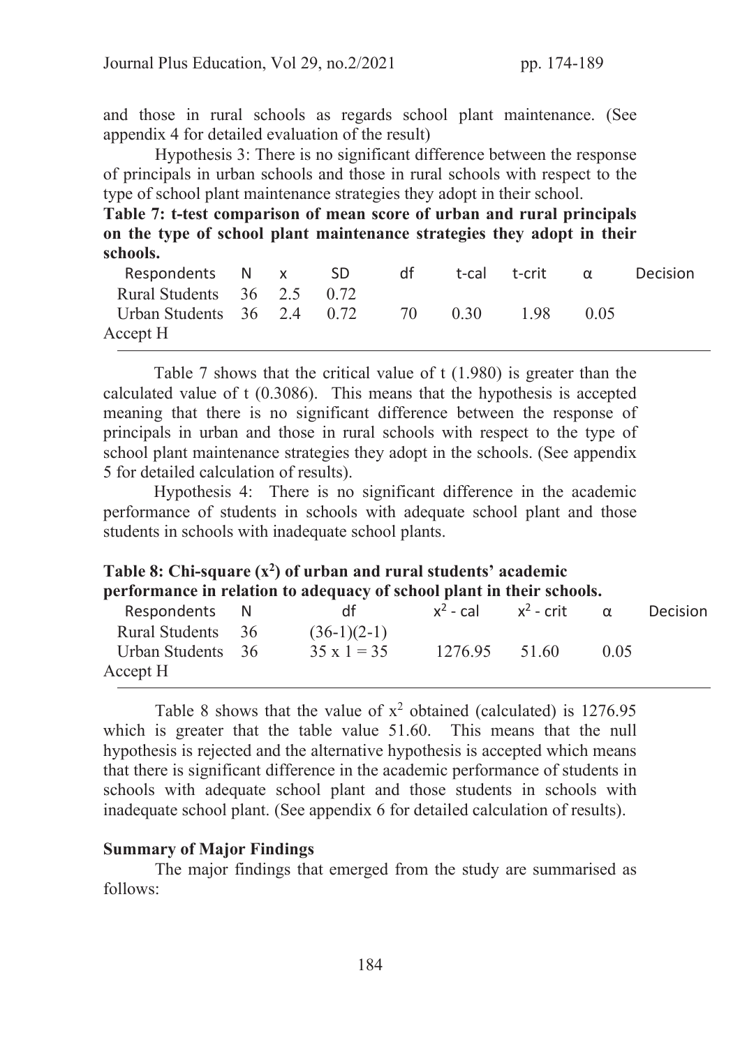and those in rural schools as regards school plant maintenance. (See appendix 4 for detailed evaluation of the result)

Hypothesis 3: There is no significant difference between the response of principals in urban schools and those in rural schools with respect to the type of school plant maintenance strategies they adopt in their school.

**Table 7: t-test comparison of mean score of urban and rural principals on the type of school plant maintenance strategies they adopt in their schools.**

| Respondents | N | x | SD | df | t-cal | t-crit | α | Decision |
|---|---|---|---|---|---|---|---|---|
| Rural Students | 36 | 2.5 | 0.72 | | | | | |
| Urban Students | 36 | 2.4 | 0.72 | 70 | 0.30 | 1.98 | 0.05 | |
| Accept H | | | | | | | | |

Table 7 shows that the critical value of t (1.980) is greater than the calculated value of t (0.3086). This means that the hypothesis is accepted meaning that there is no significant difference between the response of principals in urban and those in rural schools with respect to the type of school plant maintenance strategies they adopt in the schools. (See appendix 5 for detailed calculation of results).

Hypothesis 4: There is no significant difference in the academic performance of students in schools with adequate school plant and those students in schools with inadequate school plants.

**Table 8: Chi-square ($x^2$) of urban and rural students' academic performance in relation to adequacy of school plant in their schools.**

| Respondents | N | df | $x^2$ - cal | $x^2$ - crit | α | Decision |
|---|---|---|---|---|---|---|
| Rural Students | 36 | (36-1)(2-1) | | | | |
| Urban Students | 36 | 35 x 1 = 35 | 1276.95 | 51.60 | 0.05 | |
| Accept H | | | | | | |

Table 8 shows that the value of $x^2$ obtained (calculated) is 1276.95 which is greater that the table value 51.60. This means that the null hypothesis is rejected and the alternative hypothesis is accepted which means that there is significant difference in the academic performance of students in schools with adequate school plant and those students in schools with inadequate school plant. (See appendix 6 for detailed calculation of results).

### Summary of Major Findings

The major findings that emerged from the study are summarised as follows: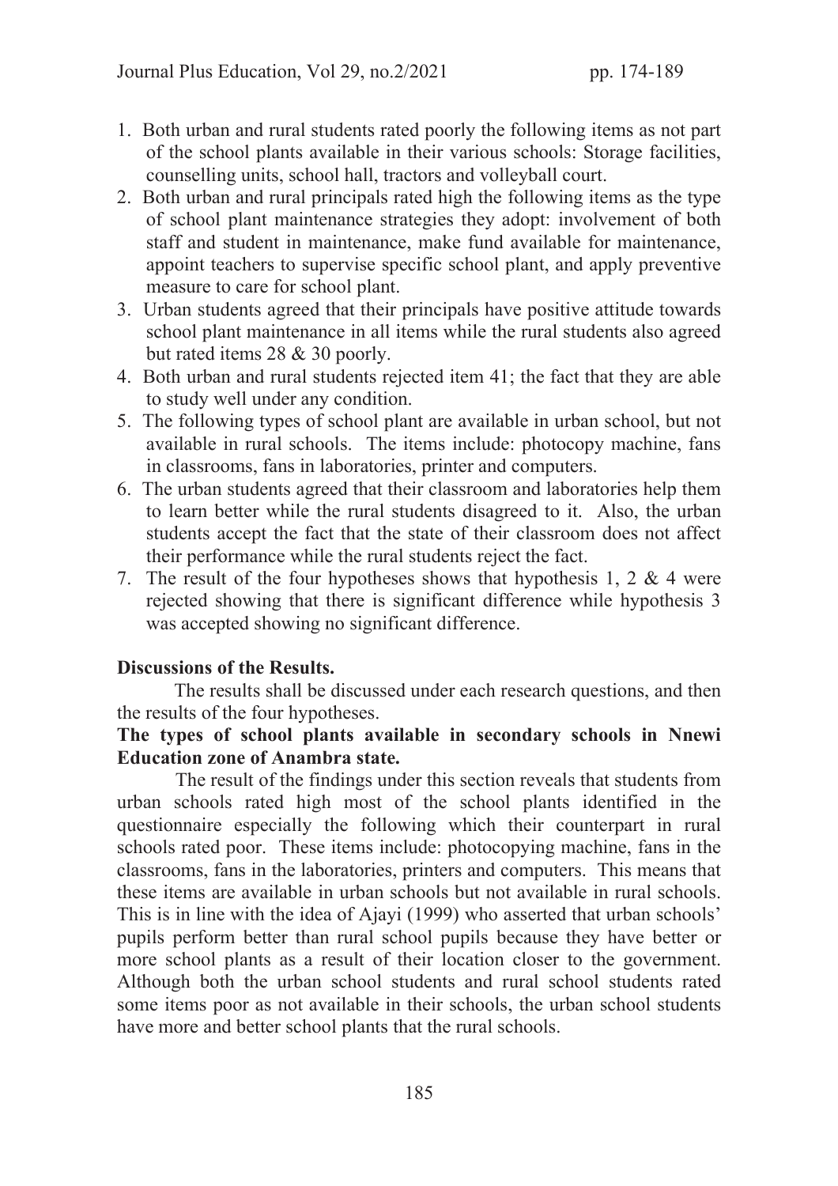1. Both urban and rural students rated poorly the following items as not part of the school plants available in their various schools: Storage facilities, counselling units, school hall, tractors and volleyball court.
2. Both urban and rural principals rated high the following items as the type of school plant maintenance strategies they adopt: involvement of both staff and student in maintenance, make fund available for maintenance, appoint teachers to supervise specific school plant, and apply preventive measure to care for school plant.
3. Urban students agreed that their principals have positive attitude towards school plant maintenance in all items while the rural students also agreed but rated items 28 & 30 poorly.
4. Both urban and rural students rejected item 41; the fact that they are able to study well under any condition.
5. The following types of school plant are available in urban school, but not available in rural schools. The items include: photocopy machine, fans in classrooms, fans in laboratories, printer and computers.
6. The urban students agreed that their classroom and laboratories help them to learn better while the rural students disagreed to it. Also, the urban students accept the fact that the state of their classroom does not affect their performance while the rural students reject the fact.
7. The result of the four hypotheses shows that hypothesis 1, 2 & 4 were rejected showing that there is significant difference while hypothesis 3 was accepted showing no significant difference.

**Discussions of the Results.**

The results shall be discussed under each research questions, and then the results of the four hypotheses.

**The types of school plants available in secondary schools in Nnewi Education zone of Anambra state.**

The result of the findings under this section reveals that students from urban schools rated high most of the school plants identified in the questionnaire especially the following which their counterpart in rural schools rated poor. These items include: photocopying machine, fans in the classrooms, fans in the laboratories, printers and computers. This means that these items are available in urban schools but not available in rural schools. This is in line with the idea of Ajayi (1999) who asserted that urban schools' pupils perform better than rural school pupils because they have better or more school plants as a result of their location closer to the government. Although both the urban school students and rural school students rated some items poor as not available in their schools, the urban school students have more and better school plants that the rural schools.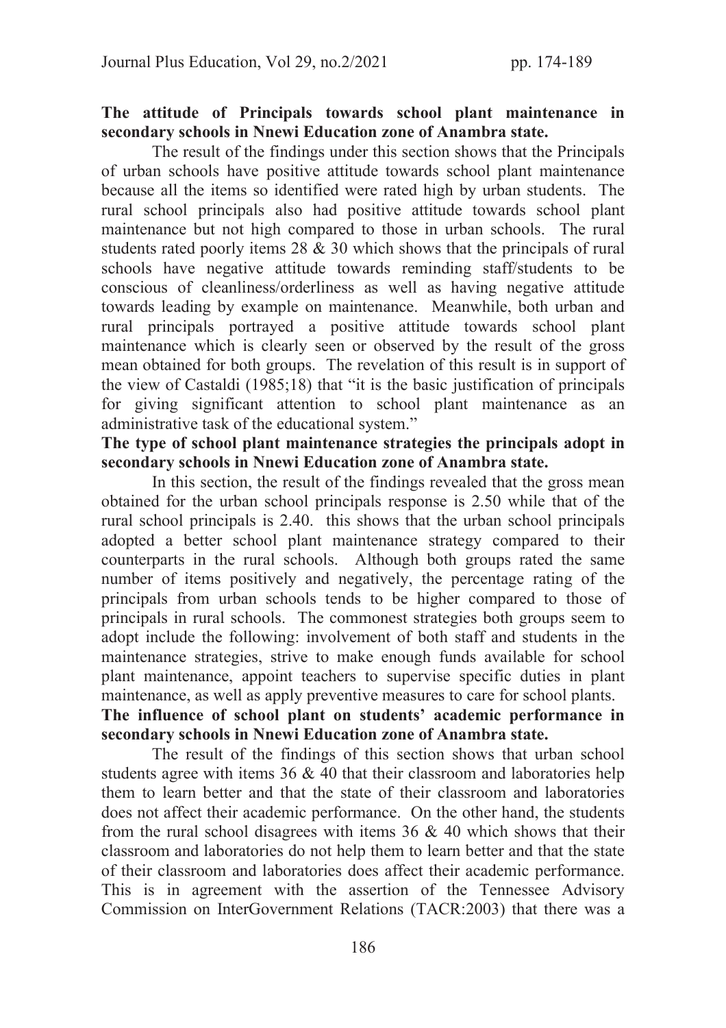**The attitude of Principals towards school plant maintenance in secondary schools in Nnewi Education zone of Anambra state.**

The result of the findings under this section shows that the Principals of urban schools have positive attitude towards school plant maintenance because all the items so identified were rated high by urban students. The rural school principals also had positive attitude towards school plant maintenance but not high compared to those in urban schools. The rural students rated poorly items 28 & 30 which shows that the principals of rural schools have negative attitude towards reminding staff/students to be conscious of cleanliness/orderliness as well as having negative attitude towards leading by example on maintenance. Meanwhile, both urban and rural principals portrayed a positive attitude towards school plant maintenance which is clearly seen or observed by the result of the gross mean obtained for both groups. The revelation of this result is in support of the view of Castaldi (1985;18) that "it is the basic justification of principals for giving significant attention to school plant maintenance as an administrative task of the educational system."

**The type of school plant maintenance strategies the principals adopt in secondary schools in Nnewi Education zone of Anambra state.**

In this section, the result of the findings revealed that the gross mean obtained for the urban school principals response is 2.50 while that of the rural school principals is 2.40. this shows that the urban school principals adopted a better school plant maintenance strategy compared to their counterparts in the rural schools. Although both groups rated the same number of items positively and negatively, the percentage rating of the principals from urban schools tends to be higher compared to those of principals in rural schools. The commonest strategies both groups seem to adopt include the following: involvement of both staff and students in the maintenance strategies, strive to make enough funds available for school plant maintenance, appoint teachers to supervise specific duties in plant maintenance, as well as apply preventive measures to care for school plants.

**The influence of school plant on students' academic performance in secondary schools in Nnewi Education zone of Anambra state.**

The result of the findings of this section shows that urban school students agree with items 36 & 40 that their classroom and laboratories help them to learn better and that the state of their classroom and laboratories does not affect their academic performance. On the other hand, the students from the rural school disagrees with items 36 & 40 which shows that their classroom and laboratories do not help them to learn better and that the state of their classroom and laboratories does affect their academic performance. This is in agreement with the assertion of the Tennessee Advisory Commission on InterGovernment Relations (TACR:2003) that there was a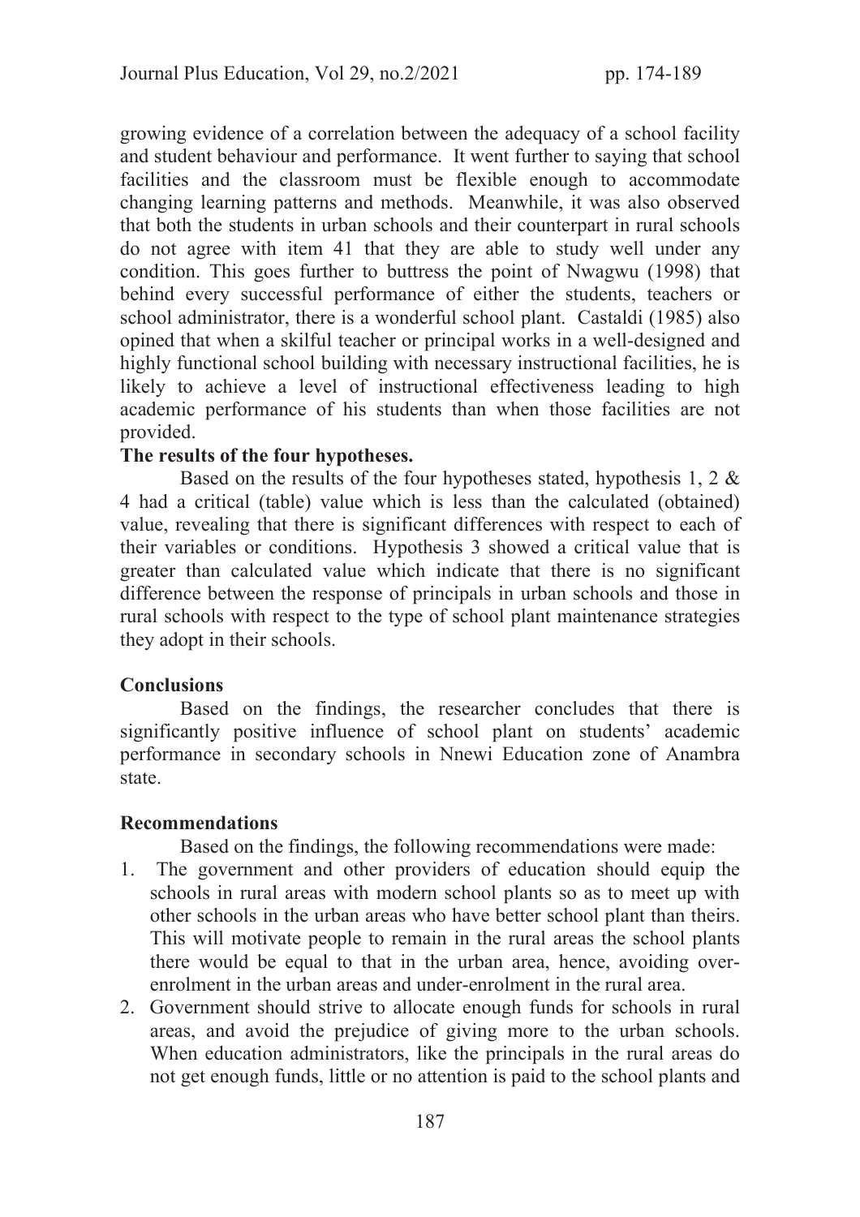growing evidence of a correlation between the adequacy of a school facility and student behaviour and performance. It went further to saying that school facilities and the classroom must be flexible enough to accommodate changing learning patterns and methods. Meanwhile, it was also observed that both the students in urban schools and their counterpart in rural schools do not agree with item 41 that they are able to study well under any condition. This goes further to buttress the point of Nwagwu (1998) that behind every successful performance of either the students, teachers or school administrator, there is a wonderful school plant. Castaldi (1985) also opined that when a skilful teacher or principal works in a well-designed and highly functional school building with necessary instructional facilities, he is likely to achieve a level of instructional effectiveness leading to high academic performance of his students than when those facilities are not provided.

**The results of the four hypotheses.**

Based on the results of the four hypotheses stated, hypothesis 1, 2 & 4 had a critical (table) value which is less than the calculated (obtained) value, revealing that there is significant differences with respect to each of their variables or conditions. Hypothesis 3 showed a critical value that is greater than calculated value which indicate that there is no significant difference between the response of principals in urban schools and those in rural schools with respect to the type of school plant maintenance strategies they adopt in their schools.

**Conclusions**

Based on the findings, the researcher concludes that there is significantly positive influence of school plant on students' academic performance in secondary schools in Nnewi Education zone of Anambra state.

**Recommendations**

Based on the findings, the following recommendations were made:

1. The government and other providers of education should equip the schools in rural areas with modern school plants so as to meet up with other schools in the urban areas who have better school plant than theirs. This will motivate people to remain in the rural areas the school plants there would be equal to that in the urban area, hence, avoiding over-enrolment in the urban areas and under-enrolment in the rural area.
2. Government should strive to allocate enough funds for schools in rural areas, and avoid the prejudice of giving more to the urban schools. When education administrators, like the principals in the rural areas do not get enough funds, little or no attention is paid to the school plants and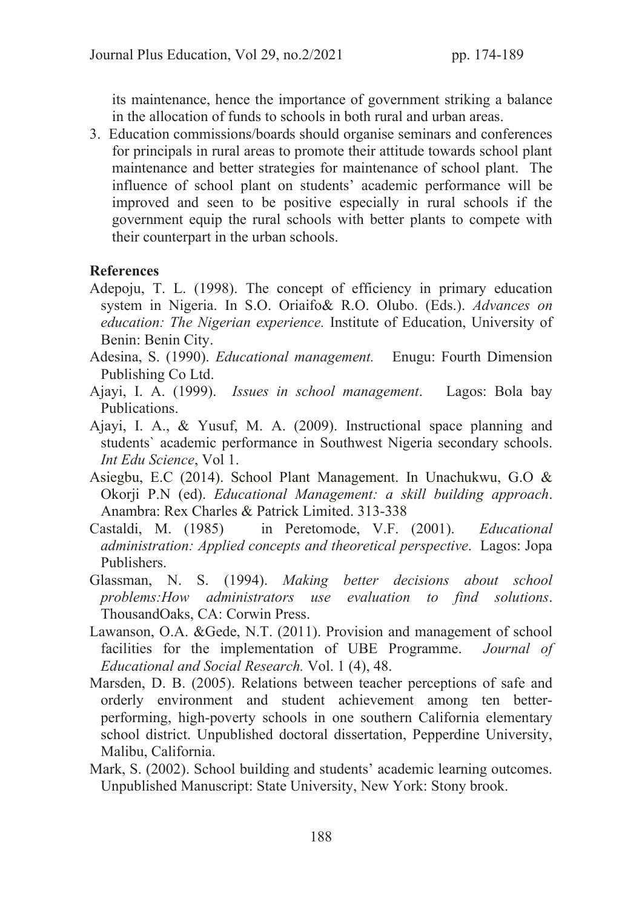its maintenance, hence the importance of government striking a balance in the allocation of funds to schools in both rural and urban areas.

3. Education commissions/boards should organise seminars and conferences for principals in rural areas to promote their attitude towards school plant maintenance and better strategies for maintenance of school plant. The influence of school plant on students' academic performance will be improved and seen to be positive especially in rural schools if the government equip the rural schools with better plants to compete with their counterpart in the urban schools.

**References**

Adepoju, T. L. (1998). The concept of efficiency in primary education system in Nigeria. In S.O. Oriaifo& R.O. Olubo. (Eds.). *Advances on education: The Nigerian experience.* Institute of Education, University of Benin: Benin City.

Adesina, S. (1990). *Educational management.* Enugu: Fourth Dimension Publishing Co Ltd.

Ajayi, I. A. (1999). *Issues in school management*. Lagos: Bola bay Publications.

Ajayi, I. A., & Yusuf, M. A. (2009). Instructional space planning and students` academic performance in Southwest Nigeria secondary schools. *Int Edu Science*, Vol 1.

Asiegbu, E.C (2014). School Plant Management. In Unachukwu, G.O & Okorji P.N (ed). *Educational Management: a skill building approach*. Anambra: Rex Charles & Patrick Limited. 313-338

Castaldi, M. (1985) in Peretomode, V.F. (2001). *Educational administration: Applied concepts and theoretical perspective*. Lagos: Jopa Publishers.

Glassman, N. S. (1994). *Making better decisions about school problems:How administrators use evaluation to find solutions*. ThousandOaks, CA: Corwin Press.

Lawanson, O.A. &Gede, N.T. (2011). Provision and management of school facilities for the implementation of UBE Programme. *Journal of Educational and Social Research.* Vol. 1 (4), 48.

Marsden, D. B. (2005). Relations between teacher perceptions of safe and orderly environment and student achievement among ten better-performing, high-poverty schools in one southern California elementary school district. Unpublished doctoral dissertation, Pepperdine University, Malibu, California.

Mark, S. (2002). School building and students' academic learning outcomes. Unpublished Manuscript: State University, New York: Stony brook.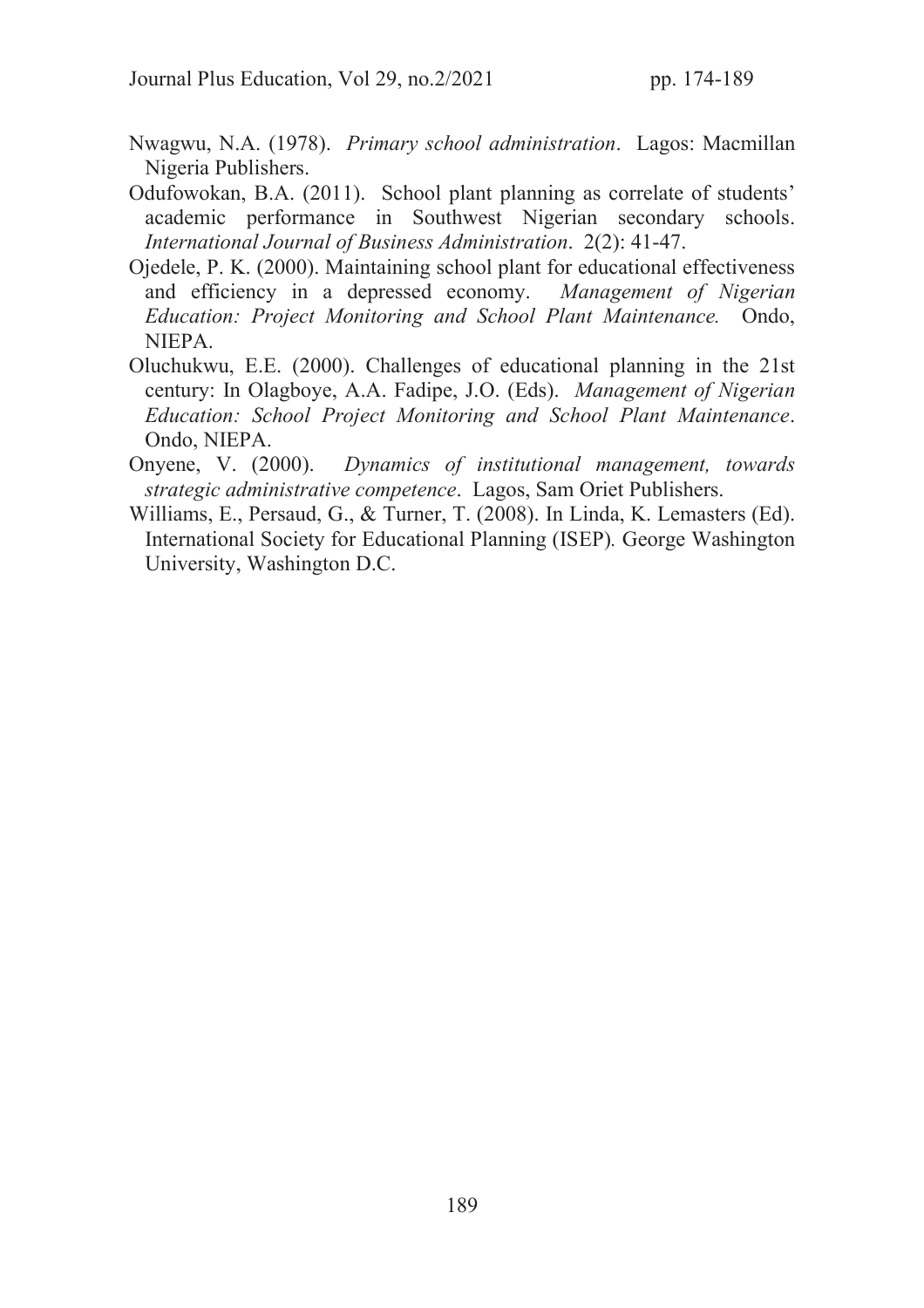Nwagwu, N.A. (1978). *Primary school administration*. Lagos: Macmillan Nigeria Publishers.

Odufowokan, B.A. (2011). School plant planning as correlate of students' academic performance in Southwest Nigerian secondary schools. *International Journal of Business Administration*. 2(2): 41-47.

Ojedele, P. K. (2000). Maintaining school plant for educational effectiveness and efficiency in a depressed economy. *Management of Nigerian Education: Project Monitoring and School Plant Maintenance.* Ondo, NIEPA.

Oluchukwu, E.E. (2000). Challenges of educational planning in the 21st century: In Olagboye, A.A. Fadipe, J.O. (Eds). *Management of Nigerian Education: School Project Monitoring and School Plant Maintenance*. Ondo, NIEPA.

Onyene, V. (2000). *Dynamics of institutional management, towards strategic administrative competence*. Lagos, Sam Oriet Publishers.

Williams, E., Persaud, G., & Turner, T. (2008). In Linda, K. Lemasters (Ed). International Society for Educational Planning (ISEP). George Washington University, Washington D.C.